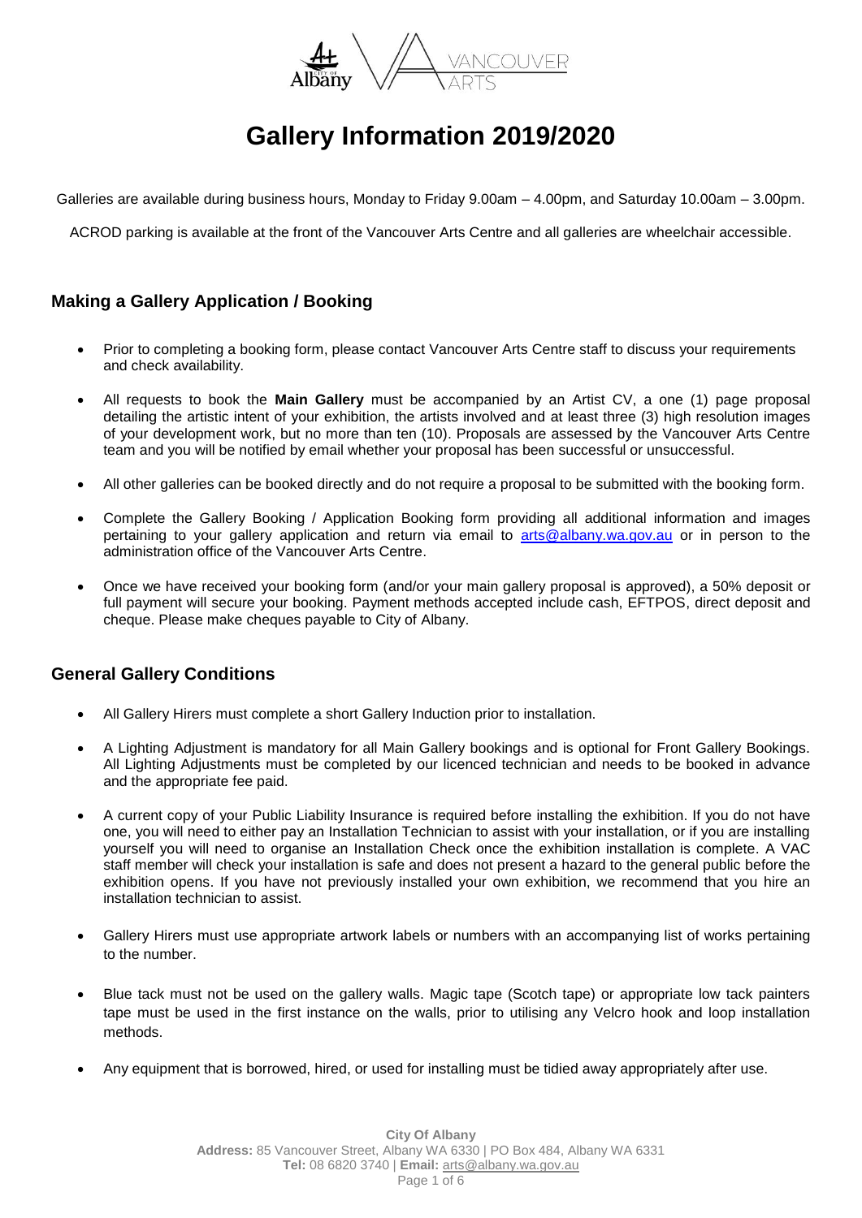# Gallery Information 2019/2020

Galleries are available during business hours, Monday to Friday 9.00am – 4.00pm, and Saturday 10.00am – 3.00pm.

ACROD parking is available at the front of the Vancouver Arts Centre and all galleries are wheelchair accessible.

## Making a Gallery Application / Booking

- Prior to completing a booking form, please contact Vancouver Arts Centre staff to discuss your requirements and check availability.
- All requests to book the **Main Gallery** must be accompanied by an Artist CV, a one (1) page proposal detailing the artistic intent of your exhibition, the artists involved and at least three (3) high resolution images of your development work, but no more than ten (10). Proposals are assessed by the Vancouver Arts Centre team and you will be notified by email whether your proposal has been successful or unsuccessful.
- All other galleries can be booked directly and do not require a proposal to be submitted with the booking form.
- Complete the Gallery Booking / Application Booking form providing all additional information and images pertaining to your gallery application and return via email to arts@albany.wa.gov.au or in person to the administration office of the Vancouver Arts Centre.
- Once we have received your booking form (and/or your main gallery proposal is approved), a 50% deposit or full payment will secure your booking. Payment methods accepted include cash, EFTPOS, direct deposit and cheque. Please make cheques payable to City of Albany.

## General Gallery Conditions

- All Gallery Hirers must complete a short Gallery Induction prior to installation.
- A Lighting Adjustment is mandatory for all Main Gallery bookings and is optional for Front Gallery Bookings. All Lighting Adjustments must be completed by our licenced technician and needs to be booked in advance and the appropriate fee paid.
- A current copy of your Public Liability Insurance is required before installing the exhibition. If you do not have one, you will need to either pay an Installation Technician to assist with your installation, or if you are installing yourself you will need to organise an Installation Check once the exhibition installation is complete. A VAC staff member will check your installation is safe and does not present a hazard to the general public before the exhibition opens. If you have not previously installed your own exhibition, we recommend that you hire an installation technician to assist.
- Gallery Hirers must use appropriate artwork labels or numbers with an accompanying list of works pertaining to the number.
- Blue tack must not be used on the gallery walls. Magic tape (Scotch tape) or appropriate low tack painters tape must be used in the first instance on the walls, prior to utilising any Velcro hook and loop installation methods.
- Any equipment that is borrowed, hired, or used for installing must be tidied away appropriately after use.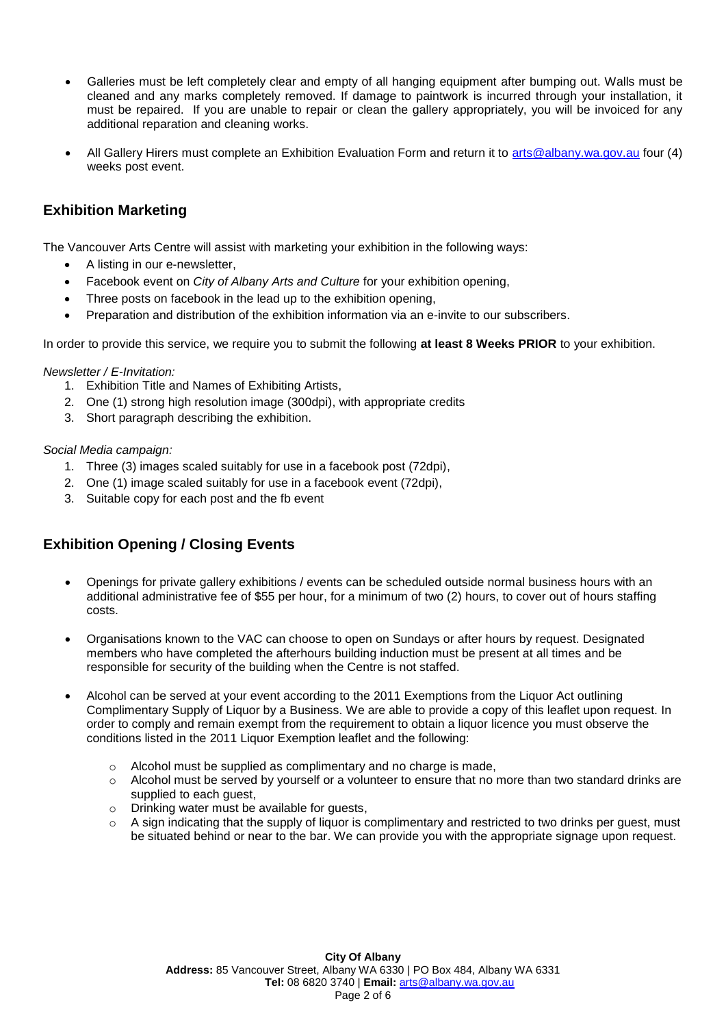- Galleries must be left completely clear and empty of all hanging equipment after bumping out. Walls must be cleaned and any marks completely removed. If damage to paintwork is incurred through your installation, it must be repaired. If you are unable to repair or clean the gallery appropriately, you will be invoiced for any additional reparation and cleaning works.
- All Gallery Hirers must complete an Exhibition Evaluation Form and return it to arts@albany.wa.gov.au four (4) weeks post event.

## Exhibition Marketing

The Vancouver Arts Centre will assist with marketing your exhibition in the following ways:

- A listing in our e-newsletter,
- Facebook event on *City of Albany Arts and Culture* for your exhibition opening,
- Three posts on facebook in the lead up to the exhibition opening,
- Preparation and distribution of the exhibition information via an e-invite to our subscribers.

In order to provide this service, we require you to submit the following **at least 8 Weeks PRIOR** to your exhibition.

*Newsletter / E-Invitation:*

1. Exhibition Title and Names of Exhibiting Artists,
2. One (1) strong high resolution image (300dpi), with appropriate credits
3. Short paragraph describing the exhibition.

*Social Media campaign:*

1. Three (3) images scaled suitably for use in a facebook post (72dpi),
2. One (1) image scaled suitably for use in a facebook event (72dpi),
3. Suitable copy for each post and the fb event

## Exhibition Opening / Closing Events

- Openings for private gallery exhibitions / events can be scheduled outside normal business hours with an additional administrative fee of $55 per hour, for a minimum of two (2) hours, to cover out of hours staffing costs.
- Organisations known to the VAC can choose to open on Sundays or after hours by request. Designated members who have completed the afterhours building induction must be present at all times and be responsible for security of the building when the Centre is not staffed.
- Alcohol can be served at your event according to the 2011 Exemptions from the Liquor Act outlining Complimentary Supply of Liquor by a Business. We are able to provide a copy of this leaflet upon request. In order to comply and remain exempt from the requirement to obtain a liquor licence you must observe the conditions listed in the 2011 Liquor Exemption leaflet and the following:
    - Alcohol must be supplied as complimentary and no charge is made,
    - Alcohol must be served by yourself or a volunteer to ensure that no more than two standard drinks are supplied to each guest,
    - Drinking water must be available for guests,
    - A sign indicating that the supply of liquor is complimentary and restricted to two drinks per guest, must be situated behind or near to the bar. We can provide you with the appropriate signage upon request.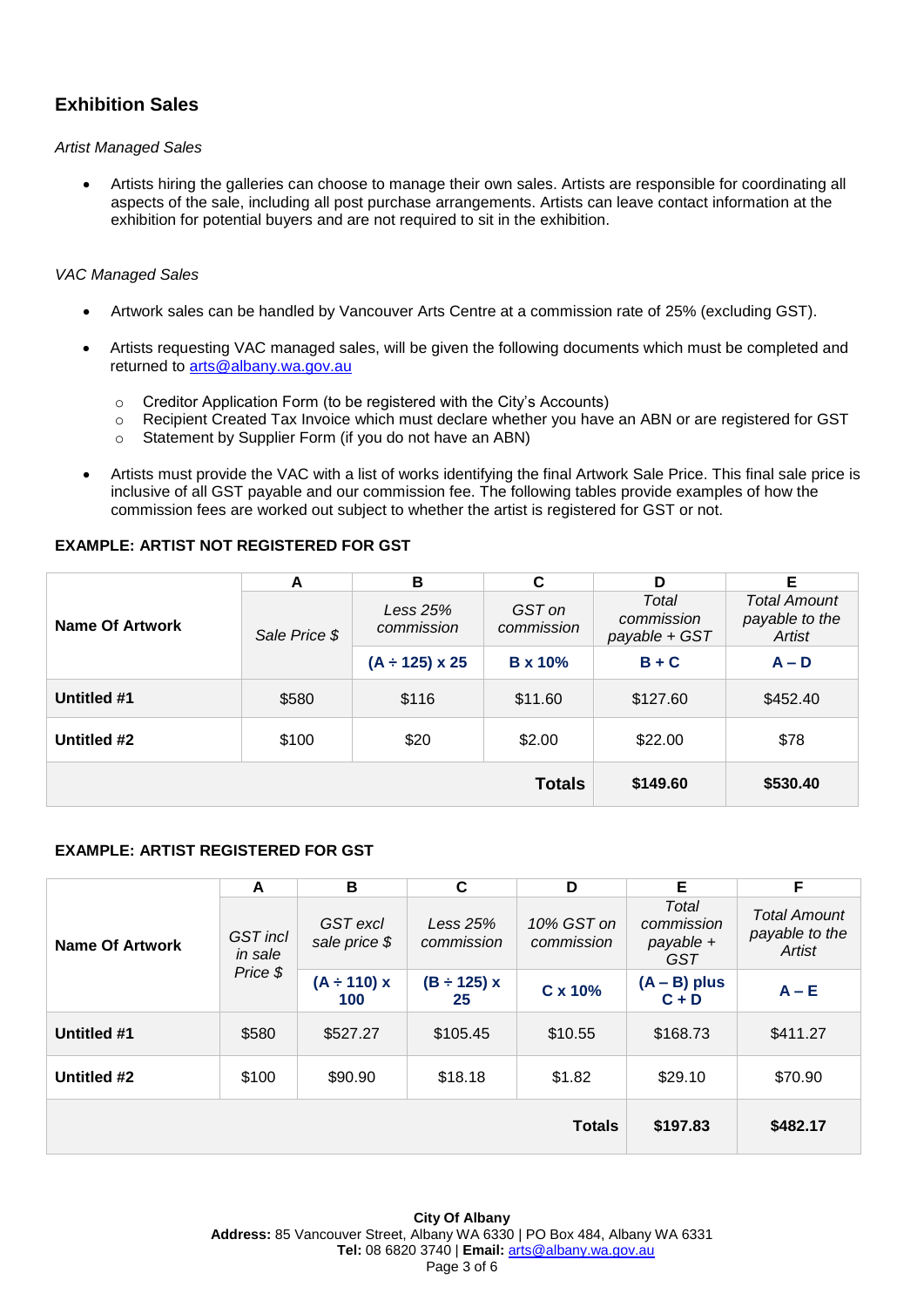## Exhibition Sales

*Artist Managed Sales*

- Artists hiring the galleries can choose to manage their own sales. Artists are responsible for coordinating all aspects of the sale, including all post purchase arrangements. Artists can leave contact information at the exhibition for potential buyers and are not required to sit in the exhibition.

*VAC Managed Sales*

- Artwork sales can be handled by Vancouver Arts Centre at a commission rate of 25% (excluding GST).
- Artists requesting VAC managed sales, will be given the following documents which must be completed and returned to arts@albany.wa.gov.au
  - Creditor Application Form (to be registered with the City's Accounts)
  - Recipient Created Tax Invoice which must declare whether you have an ABN or are registered for GST
  - Statement by Supplier Form (if you do not have an ABN)
- Artists must provide the VAC with a list of works identifying the final Artwork Sale Price. This final sale price is inclusive of all GST payable and our commission fee. The following tables provide examples of how the commission fees are worked out subject to whether the artist is registered for GST or not.

**EXAMPLE: ARTIST NOT REGISTERED FOR GST**

| Name Of Artwork | A | B | C | D | E |
|---|---|---|---|---|---|
| | *Sale Price $* | *Less 25% commission* | *GST on commission* | *Total commission payable + GST* | *Total Amount payable to the Artist* |
| | | **(A ÷ 125) x 25** | **B x 10%** | **B + C** | **A – D** |
| **Untitled #1** | $580 | $116 | $11.60 | $127.60 | $452.40 |
| **Untitled #2** | $100 | $20 | $2.00 | $22.00 | $78 |
| | | | **Totals** | **$149.60** | **$530.40** |

**EXAMPLE: ARTIST REGISTERED FOR GST**

| Name Of Artwork | A | B | C | D | E | F |
|---|---|---|---|---|---|---|
| | *GST incl in sale Price $* | *GST excl sale price $* | *Less 25% commission* | *10% GST on commission* | *Total commission payable + GST* | *Total Amount payable to the Artist* |
| | | **(A ÷ 110) x 100** | **(B ÷ 125) x 25** | **C x 10%** | **(A – B) plus C + D** | **A – E** |
| **Untitled #1** | $580 | $527.27 | $105.45 | $10.55 | $168.73 | $411.27 |
| **Untitled #2** | $100 | $90.90 | $18.18 | $1.82 | $29.10 | $70.90 |
| | | | | **Totals** | **$197.83** | **$482.17** |

**City Of Albany**
**Address:** 85 Vancouver Street, Albany WA 6330 | PO Box 484, Albany WA 6331
**Tel:** 08 6820 3740 | **Email:** arts@albany.wa.gov.au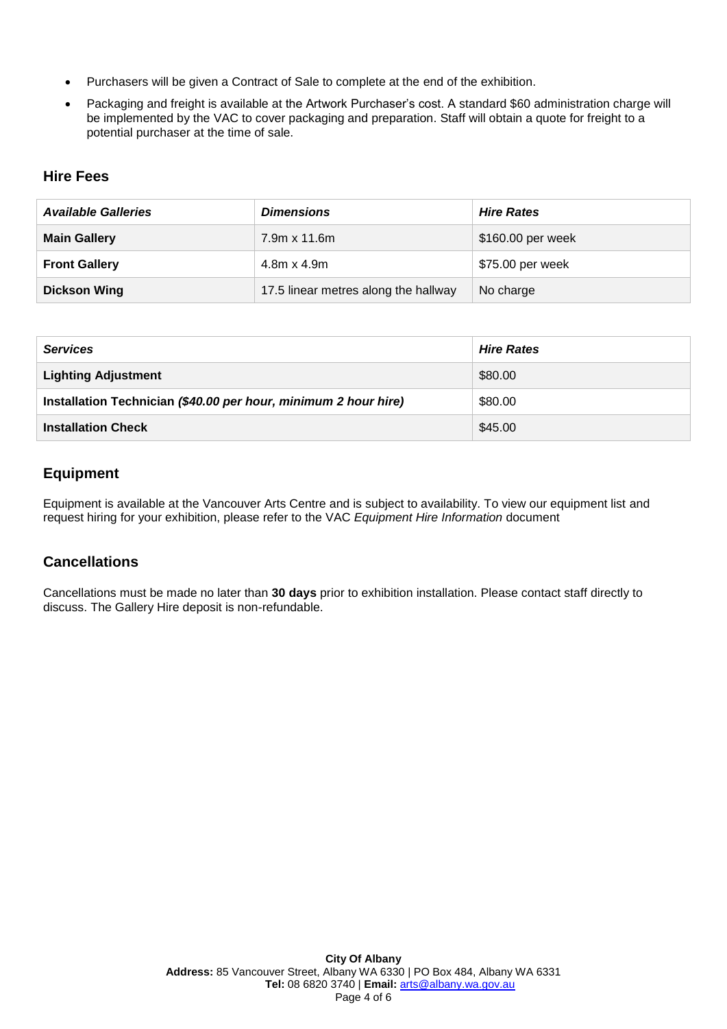- Purchasers will be given a Contract of Sale to complete at the end of the exhibition.
- Packaging and freight is available at the Artwork Purchaser's cost. A standard $60 administration charge will be implemented by the VAC to cover packaging and preparation. Staff will obtain a quote for freight to a potential purchaser at the time of sale.

## Hire Fees

| ***Available Galleries*** | ***Dimensions*** | ***Hire Rates*** |
|---|---|---|
| **Main Gallery** | 7.9m x 11.6m | $160.00 per week |
| **Front Gallery** | 4.8m x 4.9m | $75.00 per week |
| **Dickson Wing** | 17.5 linear metres along the hallway | No charge |

| ***Services*** | ***Hire Rates*** |
|---|---|
| **Lighting Adjustment** | $80.00 |
| **Installation Technician *($40.00 per hour, minimum 2 hour hire)*** | $80.00 |
| **Installation Check** | $45.00 |

## Equipment

Equipment is available at the Vancouver Arts Centre and is subject to availability. To view our equipment list and request hiring for your exhibition, please refer to the VAC *Equipment Hire Information* document

## Cancellations

Cancellations must be made no later than **30 days** prior to exhibition installation. Please contact staff directly to discuss. The Gallery Hire deposit is non-refundable.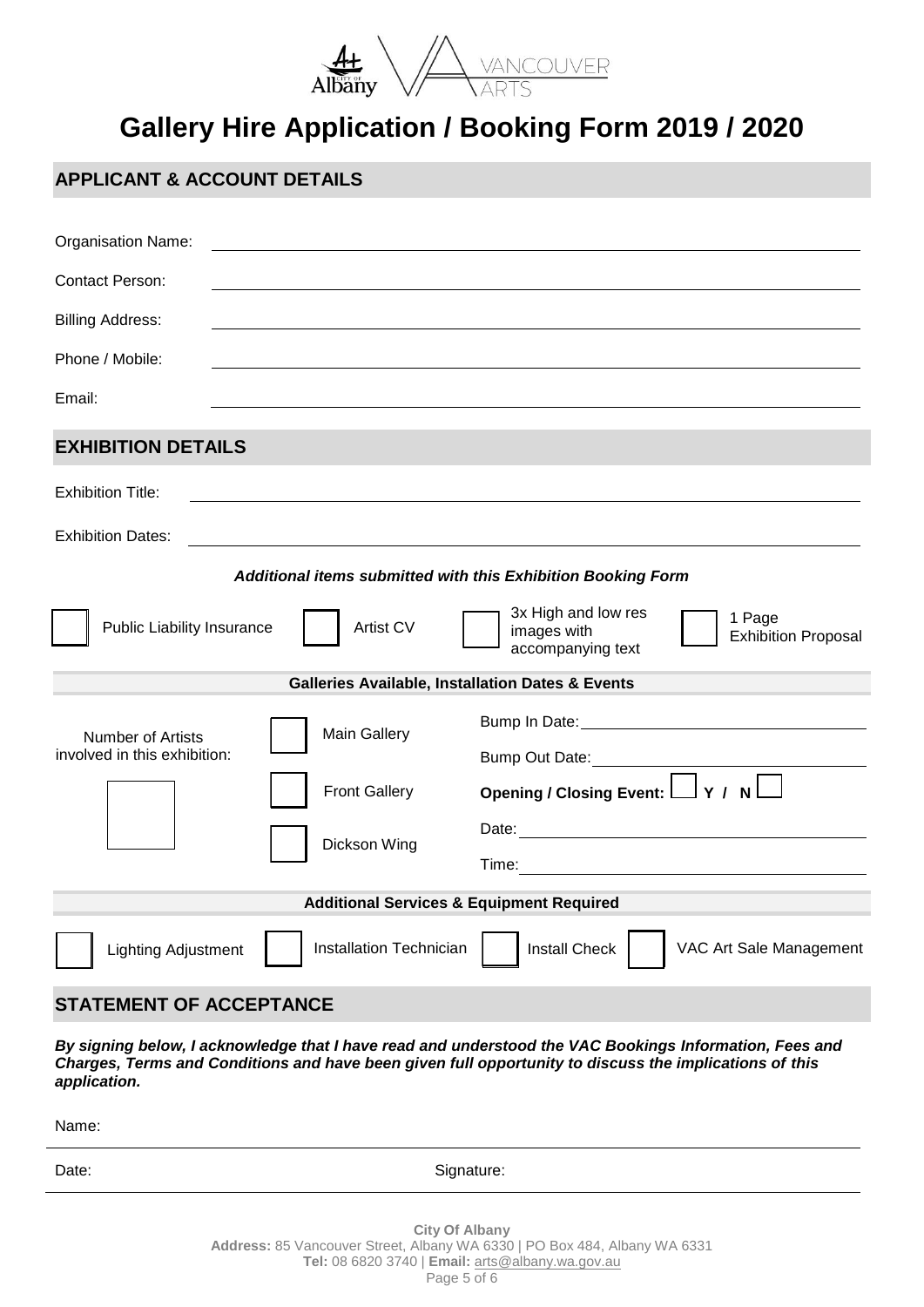# Gallery Hire Application / Booking Form 2019 / 2020

## APPLICANT & ACCOUNT DETAILS

Organisation Name: ______________________________

Contact Person: ______________________________

Billing Address: ______________________________

Phone / Mobile: ______________________________

Email: ______________________________

## EXHIBITION DETAILS

Exhibition Title: ______________________________

Exhibition Dates: ______________________________

***Additional items submitted with this Exhibition Booking Form***

☐ Public Liability Insurance ☐ Artist CV ☐ 3x High and low res images with accompanying text ☐ 1 Page Exhibition Proposal

**Galleries Available, Installation Dates & Events**

Number of Artists involved in this exhibition: ☐

☐ Main Gallery

☐ Front Gallery

☐ Dickson Wing

Bump In Date: ______________________________

Bump Out Date: ______________________________

**Opening / Closing Event: ☐ Y / N ☐**

Date: ______________________________

Time: ______________________________

**Additional Services & Equipment Required**

☐ Lighting Adjustment ☐ Installation Technician ☐ Install Check ☐ VAC Art Sale Management

## STATEMENT OF ACCEPTANCE

***By signing below, I acknowledge that I have read and understood the VAC Bookings Information, Fees and Charges, Terms and Conditions and have been given full opportunity to discuss the implications of this application.***

Name: ______________________________

Date: ______________________________ Signature: ______________________________

**City Of Albany**
**Address:** 85 Vancouver Street, Albany WA 6330 | PO Box 484, Albany WA 6331
**Tel:** 08 6820 3740 | **Email:** arts@albany.wa.gov.au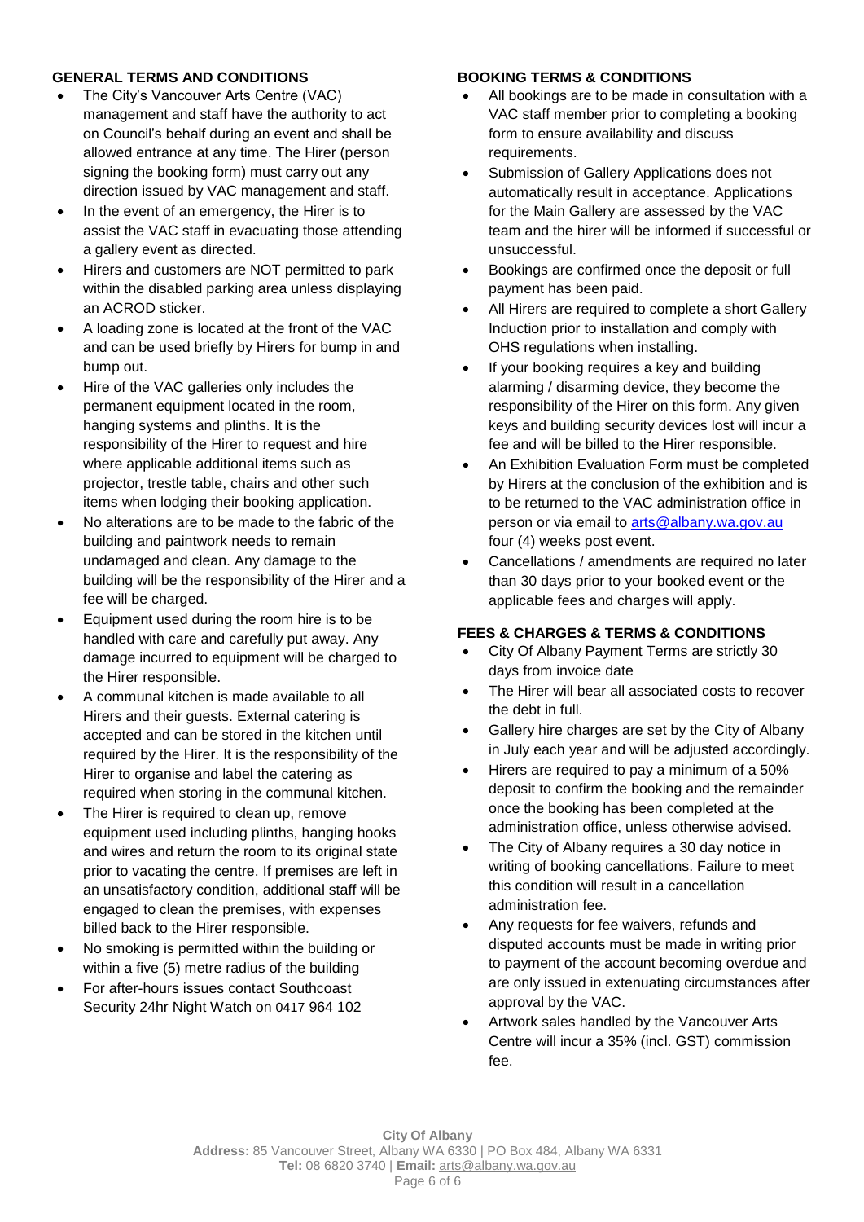## GENERAL TERMS AND CONDITIONS

- The City's Vancouver Arts Centre (VAC) management and staff have the authority to act on Council's behalf during an event and shall be allowed entrance at any time. The Hirer (person signing the booking form) must carry out any direction issued by VAC management and staff.
- In the event of an emergency, the Hirer is to assist the VAC staff in evacuating those attending a gallery event as directed.
- Hirers and customers are NOT permitted to park within the disabled parking area unless displaying an ACROD sticker.
- A loading zone is located at the front of the VAC and can be used briefly by Hirers for bump in and bump out.
- Hire of the VAC galleries only includes the permanent equipment located in the room, hanging systems and plinths. It is the responsibility of the Hirer to request and hire where applicable additional items such as projector, trestle table, chairs and other such items when lodging their booking application.
- No alterations are to be made to the fabric of the building and paintwork needs to remain undamaged and clean. Any damage to the building will be the responsibility of the Hirer and a fee will be charged.
- Equipment used during the room hire is to be handled with care and carefully put away. Any damage incurred to equipment will be charged to the Hirer responsible.
- A communal kitchen is made available to all Hirers and their guests. External catering is accepted and can be stored in the kitchen until required by the Hirer. It is the responsibility of the Hirer to organise and label the catering as required when storing in the communal kitchen.
- The Hirer is required to clean up, remove equipment used including plinths, hanging hooks and wires and return the room to its original state prior to vacating the centre. If premises are left in an unsatisfactory condition, additional staff will be engaged to clean the premises, with expenses billed back to the Hirer responsible.
- No smoking is permitted within the building or within a five (5) metre radius of the building
- For after-hours issues contact Southcoast Security 24hr Night Watch on 0417 964 102

## BOOKING TERMS & CONDITIONS

- All bookings are to be made in consultation with a VAC staff member prior to completing a booking form to ensure availability and discuss requirements.
- Submission of Gallery Applications does not automatically result in acceptance. Applications for the Main Gallery are assessed by the VAC team and the hirer will be informed if successful or unsuccessful.
- Bookings are confirmed once the deposit or full payment has been paid.
- All Hirers are required to complete a short Gallery Induction prior to installation and comply with OHS regulations when installing.
- If your booking requires a key and building alarming / disarming device, they become the responsibility of the Hirer on this form. Any given keys and building security devices lost will incur a fee and will be billed to the Hirer responsible.
- An Exhibition Evaluation Form must be completed by Hirers at the conclusion of the exhibition and is to be returned to the VAC administration office in person or via email to arts@albany.wa.gov.au four (4) weeks post event.
- Cancellations / amendments are required no later than 30 days prior to your booked event or the applicable fees and charges will apply.

## FEES & CHARGES & TERMS & CONDITIONS

- City Of Albany Payment Terms are strictly 30 days from invoice date
- The Hirer will bear all associated costs to recover the debt in full.
- Gallery hire charges are set by the City of Albany in July each year and will be adjusted accordingly.
- Hirers are required to pay a minimum of a 50% deposit to confirm the booking and the remainder once the booking has been completed at the administration office, unless otherwise advised.
- The City of Albany requires a 30 day notice in writing of booking cancellations. Failure to meet this condition will result in a cancellation administration fee.
- Any requests for fee waivers, refunds and disputed accounts must be made in writing prior to payment of the account becoming overdue and are only issued in extenuating circumstances after approval by the VAC.
- Artwork sales handled by the Vancouver Arts Centre will incur a 35% (incl. GST) commission fee.

**City Of Albany**
**Address:** 85 Vancouver Street, Albany WA 6330 | PO Box 484, Albany WA 6331
**Tel:** 08 6820 3740 | **Email:** arts@albany.wa.gov.au